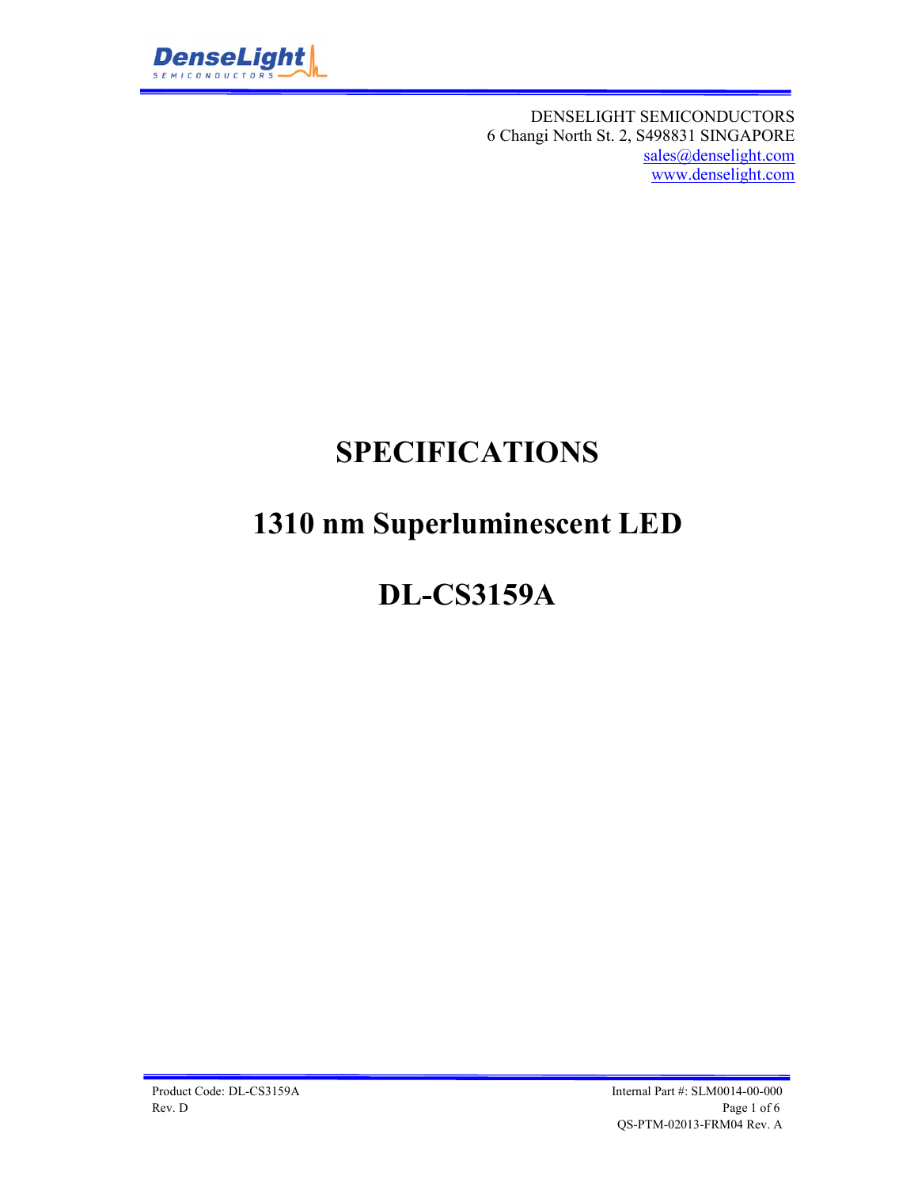DENSELIGHT SEMICONDUCTORS
6 Changi North St. 2, S498831 SINGAPORE
sales@denselight.com
www.denselight.com

# SPECIFICATIONS

# 1310 nm Superluminescent LED

# DL-CS3159A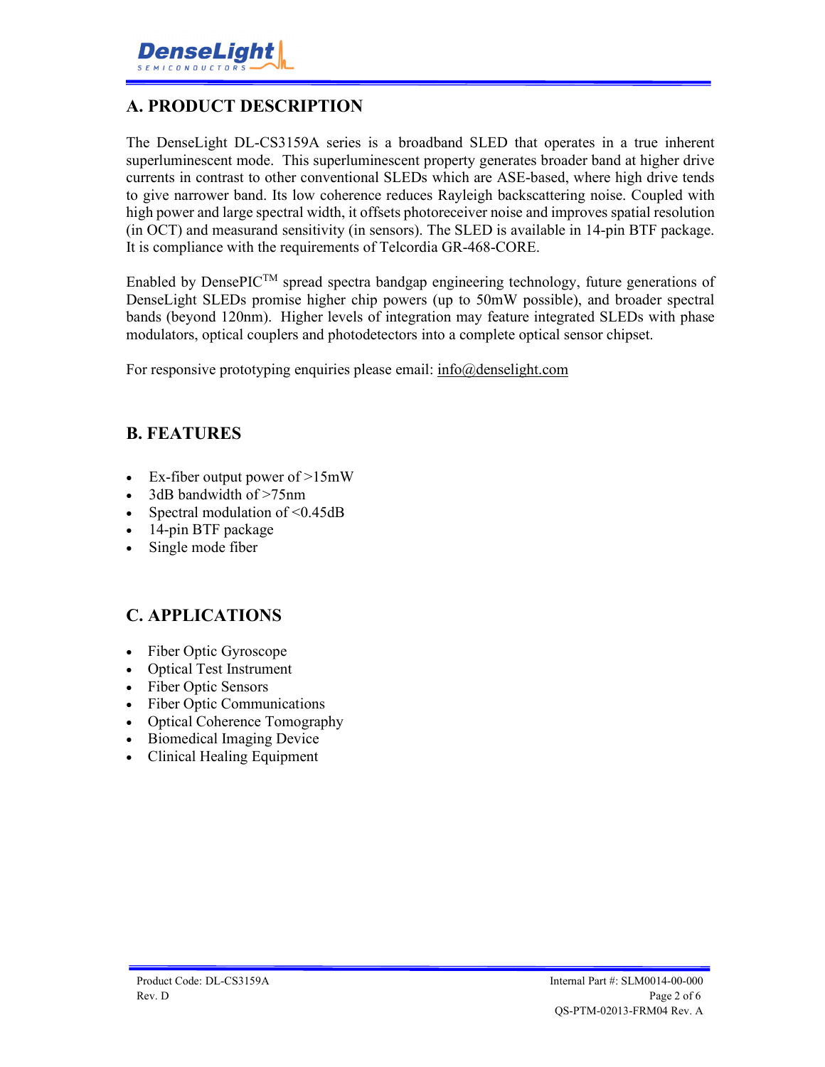## A. PRODUCT DESCRIPTION

The DenseLight DL-CS3159A series is a broadband SLED that operates in a true inherent superluminescent mode. This superluminescent property generates broader band at higher drive currents in contrast to other conventional SLEDs which are ASE-based, where high drive tends to give narrower band. Its low coherence reduces Rayleigh backscattering noise. Coupled with high power and large spectral width, it offsets photoreceiver noise and improves spatial resolution (in OCT) and measurand sensitivity (in sensors). The SLED is available in 14-pin BTF package. It is compliance with the requirements of Telcordia GR-468-CORE.

Enabled by DensePIC™ spread spectra bandgap engineering technology, future generations of DenseLight SLEDs promise higher chip powers (up to 50mW possible), and broader spectral bands (beyond 120nm). Higher levels of integration may feature integrated SLEDs with phase modulators, optical couplers and photodetectors into a complete optical sensor chipset.

For responsive prototyping enquiries please email: info@denselight.com

## B. FEATURES

- Ex-fiber output power of >15mW
- 3dB bandwidth of >75nm
- Spectral modulation of <0.45dB
- 14-pin BTF package
- Single mode fiber

## C. APPLICATIONS

- Fiber Optic Gyroscope
- Optical Test Instrument
- Fiber Optic Sensors
- Fiber Optic Communications
- Optical Coherence Tomography
- Biomedical Imaging Device
- Clinical Healing Equipment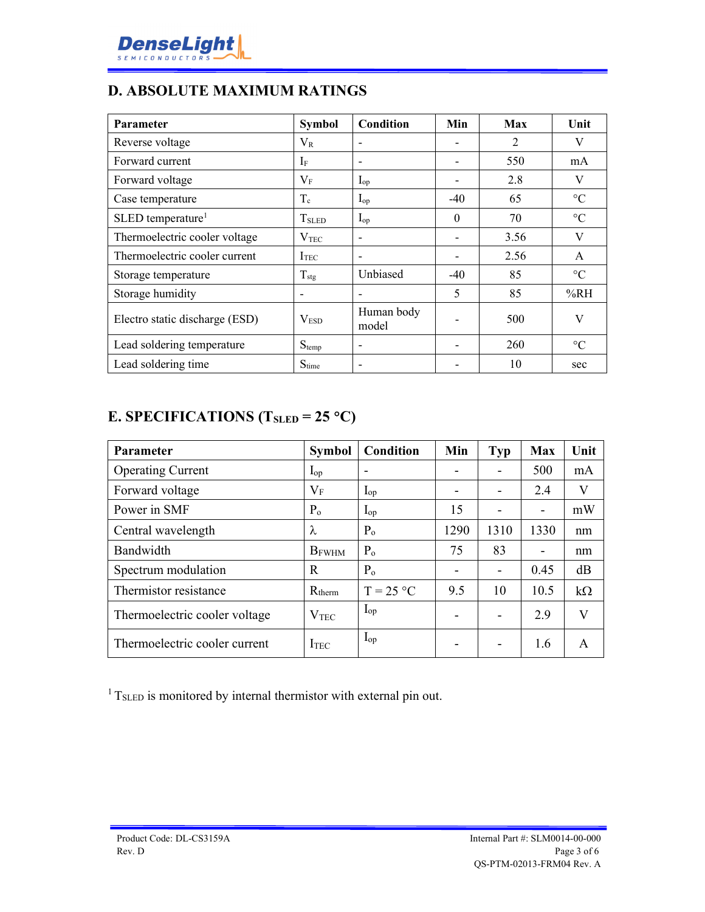## D. ABSOLUTE MAXIMUM RATINGS

| Parameter | Symbol | Condition | Min | Max | Unit |
|---|---|---|---|---|---|
| Reverse voltage | $V_R$ | - | - | 2 | V |
| Forward current | $I_F$ | - | - | 550 | mA |
| Forward voltage | $V_F$ | $I_{op}$ | - | 2.8 | V |
| Case temperature | $T_c$ | $I_{op}$ | -40 | 65 | °C |
| SLED temperature[1] | $T_{SLED}$ | $I_{op}$ | 0 | 70 | °C |
| Thermoelectric cooler voltage | $V_{TEC}$ | - | - | 3.56 | V |
| Thermoelectric cooler current | $I_{TEC}$ | - | - | 2.56 | A |
| Storage temperature | $T_{stg}$ | Unbiased | -40 | 85 | °C |
| Storage humidity | - | - | 5 | 85 | %RH |
| Electro static discharge (ESD) | $V_{ESD}$ | Human body model | - | 500 | V |
| Lead soldering temperature | $S_{temp}$ | - | - | 260 | °C |
| Lead soldering time | $S_{time}$ | - | - | 10 | sec |

## E. SPECIFICATIONS ($T_{SLED}$ = 25 °C)

| Parameter | Symbol | Condition | Min | Typ | Max | Unit |
|---|---|---|---|---|---|---|
| Operating Current | $I_{op}$ | - | - | - | 500 | mA |
| Forward voltage | $V_F$ | $I_{op}$ | - | - | 2.4 | V |
| Power in SMF | $P_o$ | $I_{op}$ | 15 | - | - | mW |
| Central wavelength | $\lambda$ | $P_o$ | 1290 | 1310 | 1330 | nm |
| Bandwidth | $B_{FWHM}$ | $P_o$ | 75 | 83 | - | nm |
| Spectrum modulation | R | $P_o$ | - | - | 0.45 | dB |
| Thermistor resistance | $R_{therm}$ | T = 25 °C | 9.5 | 10 | 10.5 | kΩ |
| Thermoelectric cooler voltage | $V_{TEC}$ | $I_{op}$ | - | - | 2.9 | V |
| Thermoelectric cooler current | $I_{TEC}$ | $I_{op}$ | - | - | 1.6 | A |

[1] $T_{SLED}$ is monitored by internal thermistor with external pin out.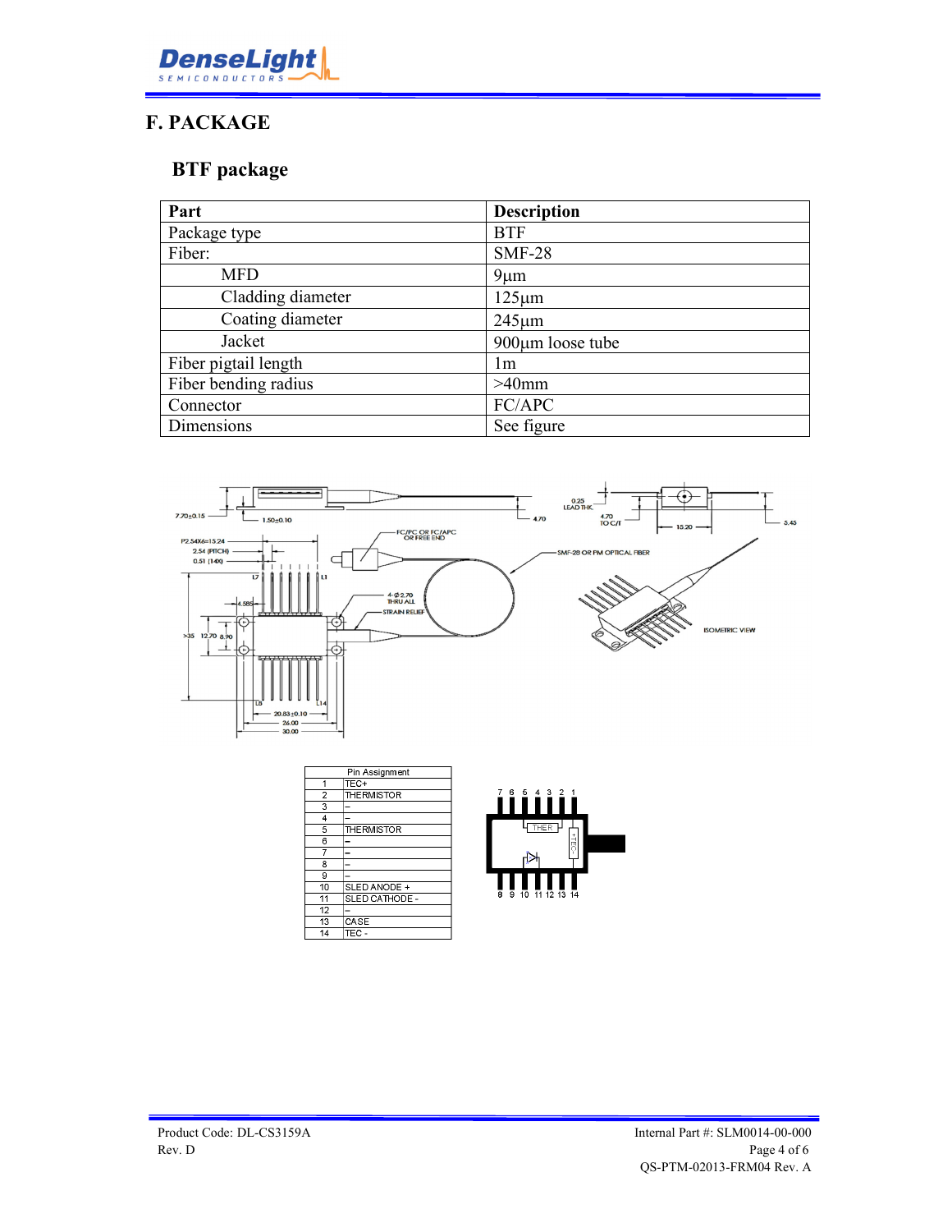# F. PACKAGE

## BTF package

| Part | Description |
| --- | --- |
| Package type | BTF |
| Fiber: | SMF-28 |
| MFD | 9µm |
| Cladding diameter | 125µm |
| Coating diameter | 245µm |
| Jacket | 900µm loose tube |
| Fiber pigtail length | 1m |
| Fiber bending radius | >40mm |
| Connector | FC/APC |
| Dimensions | See figure |

| Pin Assignment | |
| --- | --- |
| 1 | TEC+ |
| 2 | THERMISTOR |
| 3 | – |
| 4 | – |
| 5 | THERMISTOR |
| 6 | – |
| 7 | – |
| 8 | – |
| 9 | – |
| 10 | SLED ANODE + |
| 11 | SLED CATHODE - |
| 12 | – |
| 13 | CASE |
| 14 | TEC - |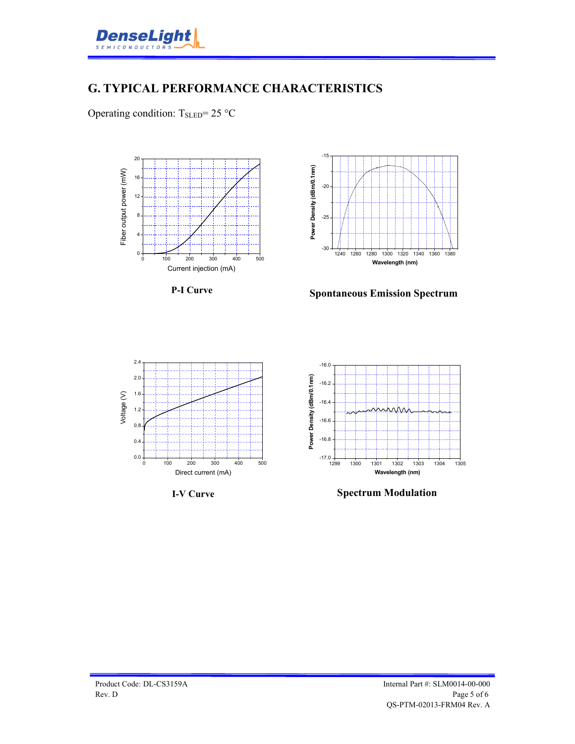## G. TYPICAL PERFORMANCE CHARACTERISTICS

Operating condition: $T_{SLED}$= 25 °C

**P-I Curve**

**Spontaneous Emission Spectrum**

**I-V Curve**

**Spectrum Modulation**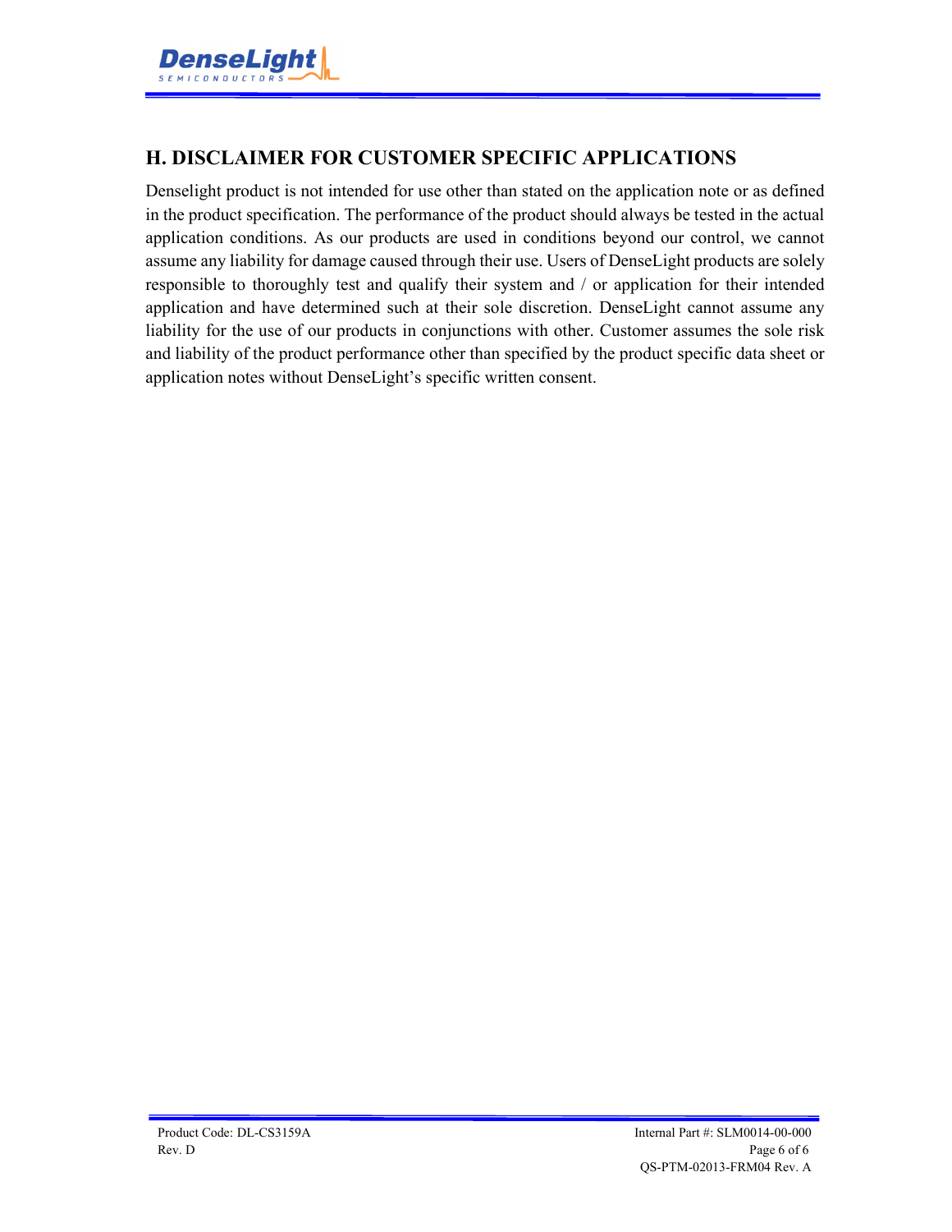## H. DISCLAIMER FOR CUSTOMER SPECIFIC APPLICATIONS

Denselight product is not intended for use other than stated on the application note or as defined in the product specification. The performance of the product should always be tested in the actual application conditions. As our products are used in conditions beyond our control, we cannot assume any liability for damage caused through their use. Users of DenseLight products are solely responsible to thoroughly test and qualify their system and / or application for their intended application and have determined such at their sole discretion. DenseLight cannot assume any liability for the use of our products in conjunctions with other. Customer assumes the sole risk and liability of the product performance other than specified by the product specific data sheet or application notes without DenseLight's specific written consent.